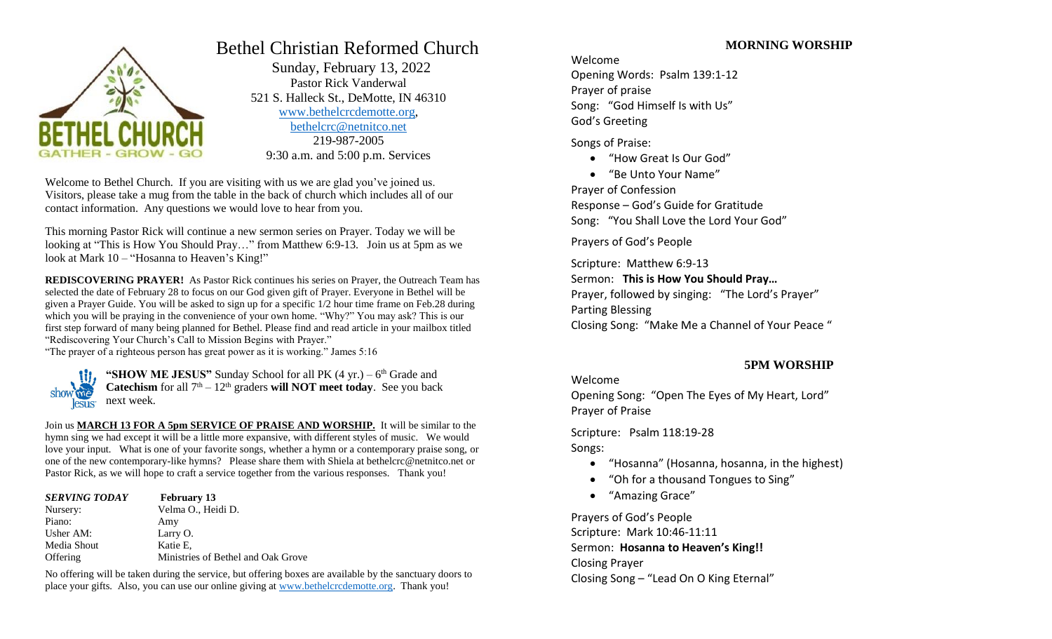# Bethel Christian Reformed Church

Sunday, February 13, 2022
Pastor Rick Vanderwal
521 S. Halleck St., DeMotte, IN 46310
www.bethelcrcdemotte.org,
bethelcrc@netnitco.net
219-987-2005
9:30 a.m. and 5:00 p.m. Services

Welcome to Bethel Church. If you are visiting with us we are glad you've joined us. Visitors, please take a mug from the table in the back of church which includes all of our contact information. Any questions we would love to hear from you.

This morning Pastor Rick will continue a new sermon series on Prayer. Today we will be looking at "This is How You Should Pray…" from Matthew 6:9-13. Join us at 5pm as we look at Mark 10 – "Hosanna to Heaven's King!"

**REDISCOVERING PRAYER!** As Pastor Rick continues his series on Prayer, the Outreach Team has selected the date of February 28 to focus on our God given gift of Prayer. Everyone in Bethel will be given a Prayer Guide. You will be asked to sign up for a specific 1/2 hour time frame on Feb.28 during which you will be praying in the convenience of your own home. "Why?" You may ask? This is our first step forward of many being planned for Bethel. Please find and read article in your mailbox titled "Rediscovering Your Church's Call to Mission Begins with Prayer."
"The prayer of a righteous person has great power as it is working." James 5:16

**"SHOW ME JESUS"** Sunday School for all PK (4 yr.) – 6th Grade and **Catechism** for all 7th – 12th graders **will NOT meet today**. See you back next week.

Join us **MARCH 13 FOR A 5pm SERVICE OF PRAISE AND WORSHIP.** It will be similar to the hymn sing we had except it will be a little more expansive, with different styles of music. We would love your input. What is one of your favorite songs, whether a hymn or a contemporary praise song, or one of the new contemporary-like hymns? Please share them with Shiela at bethelcrc@netnitco.net or Pastor Rick, as we will hope to craft a service together from the various responses. Thank you!

| ***SERVING TODAY*** | **February 13** |
|---|---|
| Nursery: | Velma O., Heidi D. |
| Piano: | Amy |
| Usher AM: | Larry O. |
| Media Shout | Katie E, |
| Offering | Ministries of Bethel and Oak Grove |

No offering will be taken during the service, but offering boxes are available by the sanctuary doors to place your gifts. Also, you can use our online giving at www.bethelcrcdemotte.org. Thank you!

## MORNING WORSHIP

Welcome
Opening Words: Psalm 139:1-12
Prayer of praise
Song: "God Himself Is with Us"
God's Greeting

Songs of Praise:

- "How Great Is Our God"
- "Be Unto Your Name"

Prayer of Confession
Response – God's Guide for Gratitude
Song: "You Shall Love the Lord Your God"

Prayers of God's People

Scripture: Matthew 6:9-13
Sermon: **This is How You Should Pray…**
Prayer, followed by singing: "The Lord's Prayer"
Parting Blessing
Closing Song: "Make Me a Channel of Your Peace "

## 5PM WORSHIP

Welcome
Opening Song: "Open The Eyes of My Heart, Lord"
Prayer of Praise

Scripture: Psalm 118:19-28
Songs:

- "Hosanna" (Hosanna, hosanna, in the highest)
- "Oh for a thousand Tongues to Sing"
- "Amazing Grace"

Prayers of God's People
Scripture: Mark 10:46-11:11
Sermon: **Hosanna to Heaven's King!!**
Closing Prayer
Closing Song – "Lead On O King Eternal"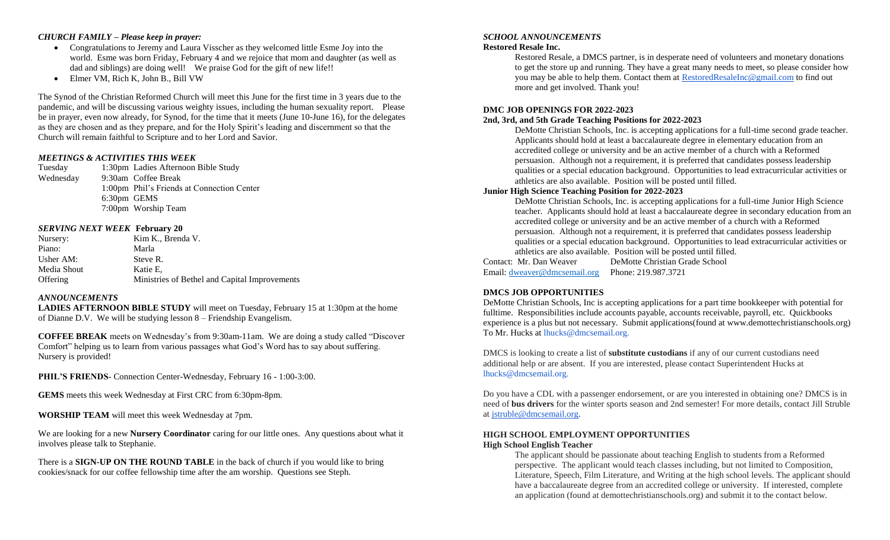### *CHURCH FAMILY – Please keep in prayer:*

- Congratulations to Jeremy and Laura Visscher as they welcomed little Esme Joy into the world. Esme was born Friday, February 4 and we rejoice that mom and daughter (as well as dad and siblings) are doing well! We praise God for the gift of new life!!
- Elmer VM, Rich K, John B., Bill VW

The Synod of the Christian Reformed Church will meet this June for the first time in 3 years due to the pandemic, and will be discussing various weighty issues, including the human sexuality report. Please be in prayer, even now already, for Synod, for the time that it meets (June 10-June 16), for the delegates as they are chosen and as they prepare, and for the Holy Spirit's leading and discernment so that the Church will remain faithful to Scripture and to her Lord and Savior.

### *MEETINGS & ACTIVITIES THIS WEEK*

| | |
|---|---|
| Tuesday | 1:30pm Ladies Afternoon Bible Study |
| Wednesday | 9:30am Coffee Break |
| | 1:00pm Phil's Friends at Connection Center |
| | 6:30pm GEMS |
| | 7:00pm Worship Team |

### *SERVING NEXT WEEK* **February 20**

| | |
|---|---|
| Nursery: | Kim K., Brenda V. |
| Piano: | Marla |
| Usher AM: | Steve R. |
| Media Shout | Katie E, |
| Offering | Ministries of Bethel and Capital Improvements |

### *ANNOUNCEMENTS*

**LADIES AFTERNOON BIBLE STUDY** will meet on Tuesday, February 15 at 1:30pm at the home of Dianne D.V. We will be studying lesson 8 – Friendship Evangelism.

**COFFEE BREAK** meets on Wednesday's from 9:30am-11am. We are doing a study called "Discover Comfort" helping us to learn from various passages what God's Word has to say about suffering. Nursery is provided!

**PHIL'S FRIENDS**- Connection Center-Wednesday, February 16 - 1:00-3:00.

**GEMS** meets this week Wednesday at First CRC from 6:30pm-8pm.

**WORSHIP TEAM** will meet this week Wednesday at 7pm.

We are looking for a new **Nursery Coordinator** caring for our little ones. Any questions about what it involves please talk to Stephanie.

There is a **SIGN-UP ON THE ROUND TABLE** in the back of church if you would like to bring cookies/snack for our coffee fellowship time after the am worship. Questions see Steph.

### *SCHOOL ANNOUNCEMENTS*

**Restored Resale Inc.**

Restored Resale, a DMCS partner, is in desperate need of volunteers and monetary donations to get the store up and running. They have a great many needs to meet, so please consider how you may be able to help them. Contact them at RestoredResaleInc@gmail.com to find out more and get involved. Thank you!

### DMC JOB OPENINGS FOR 2022-2023

**2nd, 3rd, and 5th Grade Teaching Positions for 2022-2023**

DeMotte Christian Schools, Inc. is accepting applications for a full-time second grade teacher. Applicants should hold at least a baccalaureate degree in elementary education from an accredited college or university and be an active member of a church with a Reformed persuasion. Although not a requirement, it is preferred that candidates possess leadership qualities or a special education background. Opportunities to lead extracurricular activities or athletics are also available. Position will be posted until filled.

**Junior High Science Teaching Position for 2022-2023**

DeMotte Christian Schools, Inc. is accepting applications for a full-time Junior High Science teacher. Applicants should hold at least a baccalaureate degree in secondary education from an accredited college or university and be an active member of a church with a Reformed persuasion. Although not a requirement, it is preferred that candidates possess leadership qualities or a special education background. Opportunities to lead extracurricular activities or athletics are also available. Position will be posted until filled.

Contact: Mr. Dan Weaver DeMotte Christian Grade School
Email: dweaver@dmcsemail.org Phone: 219.987.3721

### DMCS JOB OPPORTUNITIES

DeMotte Christian Schools, Inc is accepting applications for a part time bookkeeper with potential for fulltime. Responsibilities include accounts payable, accounts receivable, payroll, etc. Quickbooks experience is a plus but not necessary. Submit applications(found at www.demottechristianschools.org) To Mr. Hucks at lhucks@dmcsemail.org.

DMCS is looking to create a list of **substitute custodians** if any of our current custodians need additional help or are absent. If you are interested, please contact Superintendent Hucks at lhucks@dmcsemail.org.

Do you have a CDL with a passenger endorsement, or are you interested in obtaining one? DMCS is in need of **bus drivers** for the winter sports season and 2nd semester! For more details, contact Jill Struble at jstruble@dmcsemail.org.

### HIGH SCHOOL EMPLOYMENT OPPORTUNITIES

**High School English Teacher**

The applicant should be passionate about teaching English to students from a Reformed perspective. The applicant would teach classes including, but not limited to Composition, Literature, Speech, Film Literature, and Writing at the high school levels. The applicant should have a baccalaureate degree from an accredited college or university. If interested, complete an application (found at demottechristianschools.org) and submit it to the contact below.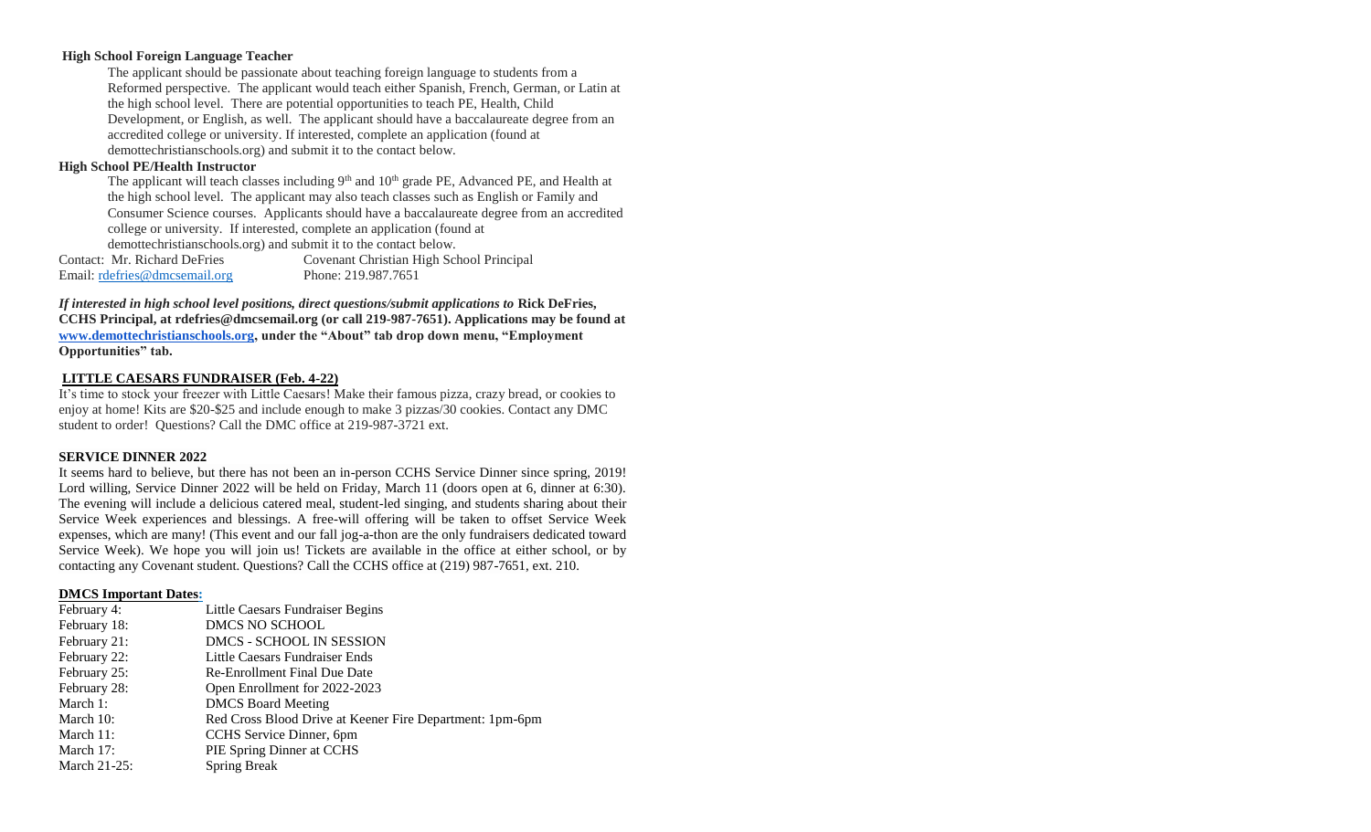**High School Foreign Language Teacher**

The applicant should be passionate about teaching foreign language to students from a Reformed perspective. The applicant would teach either Spanish, French, German, or Latin at the high school level. There are potential opportunities to teach PE, Health, Child Development, or English, as well. The applicant should have a baccalaureate degree from an accredited college or university. If interested, complete an application (found at demottechristianschools.org) and submit it to the contact below.

**High School PE/Health Instructor**

The applicant will teach classes including 9th and 10th grade PE, Advanced PE, and Health at the high school level. The applicant may also teach classes such as English or Family and Consumer Science courses. Applicants should have a baccalaureate degree from an accredited college or university. If interested, complete an application (found at demottechristianschools.org) and submit it to the contact below.

Contact: Mr. Richard DeFries — Covenant Christian High School Principal
Email: rdefries@dmcsemail.org — Phone: 219.987.7651

***If interested in high school level positions, direct questions/submit applications to*** **Rick DeFries, CCHS Principal, at rdefries@dmcsemail.org (or call 219-987-7651). Applications may be found at www.demottechristianschools.org, under the "About" tab drop down menu, "Employment Opportunities" tab.**

**LITTLE CAESARS FUNDRAISER (Feb. 4-22)**

It's time to stock your freezer with Little Caesars! Make their famous pizza, crazy bread, or cookies to enjoy at home! Kits are $20-$25 and include enough to make 3 pizzas/30 cookies. Contact any DMC student to order! Questions? Call the DMC office at 219-987-3721 ext.

**SERVICE DINNER 2022**

It seems hard to believe, but there has not been an in-person CCHS Service Dinner since spring, 2019! Lord willing, Service Dinner 2022 will be held on Friday, March 11 (doors open at 6, dinner at 6:30). The evening will include a delicious catered meal, student-led singing, and students sharing about their Service Week experiences and blessings. A free-will offering will be taken to offset Service Week expenses, which are many! (This event and our fall jog-a-thon are the only fundraisers dedicated toward Service Week). We hope you will join us! Tickets are available in the office at either school, or by contacting any Covenant student. Questions? Call the CCHS office at (219) 987-7651, ext. 210.

**DMCS Important Dates:**

| | |
|---|---|
| February 4: | Little Caesars Fundraiser Begins |
| February 18: | DMCS NO SCHOOL |
| February 21: | DMCS - SCHOOL IN SESSION |
| February 22: | Little Caesars Fundraiser Ends |
| February 25: | Re-Enrollment Final Due Date |
| February 28: | Open Enrollment for 2022-2023 |
| March 1: | DMCS Board Meeting |
| March 10: | Red Cross Blood Drive at Keener Fire Department: 1pm-6pm |
| March 11: | CCHS Service Dinner, 6pm |
| March 17: | PIE Spring Dinner at CCHS |
| March 21-25: | Spring Break |